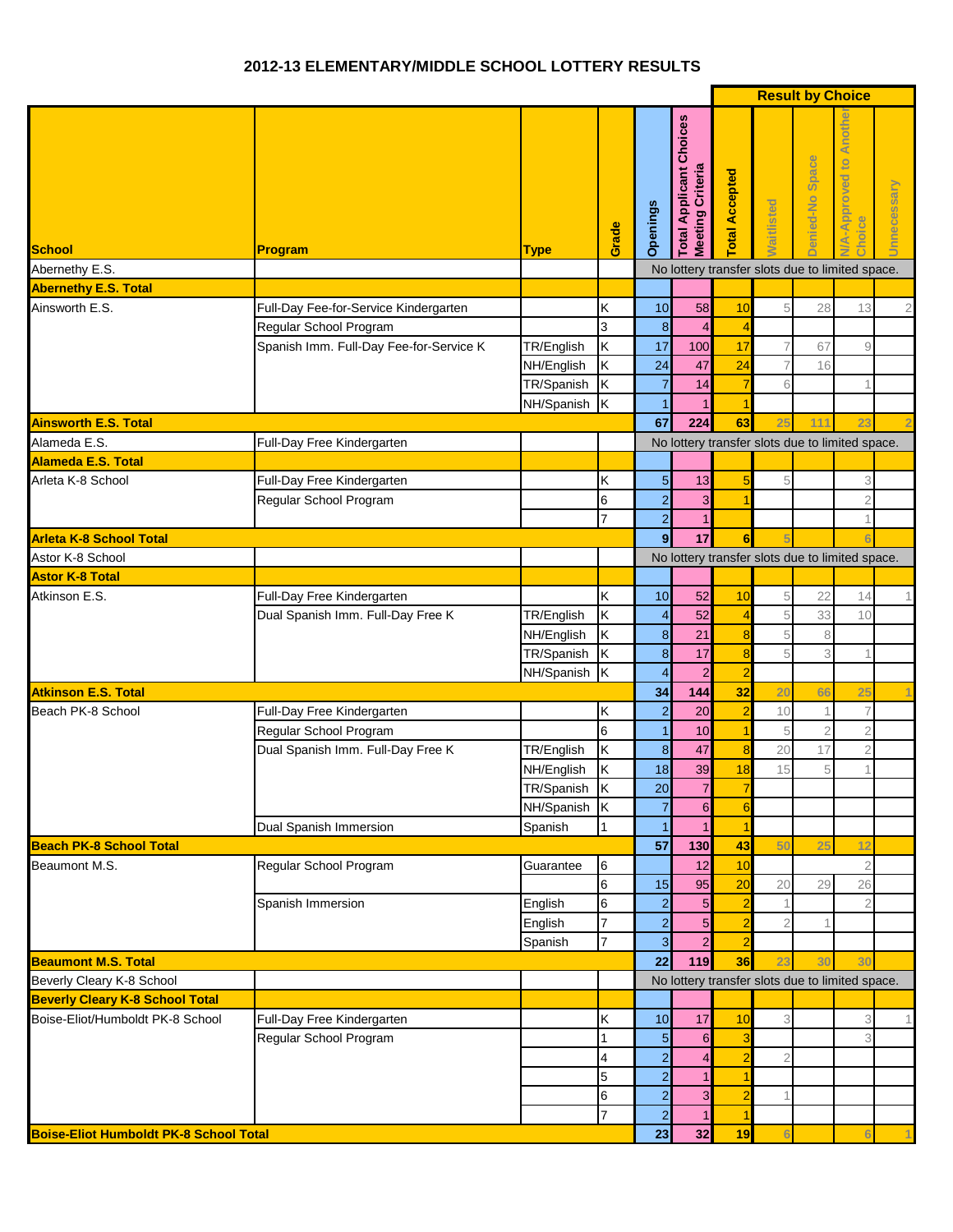# 2012-13 ELEMENTARY/MIDDLE SCHOOL LOTTERY RESULTS

| School | Program | Type | Grade | Openings | Total Applicant Choices Meeting Criteria | Total Accepted | Waitlisted | Denied-No Space | N/A-Approved to Another Choice | Unnecessary |
|---|---|---|---|---|---|---|---|---|---|---|
| | | | | | | Result by Choice | | | | |
| Abernethy E.S. | | | | No lottery transfer slots due to limited space. | | | | | | |
| **Abernethy E.S. Total** | | | | | | | | | | |
| Ainsworth E.S. | Full-Day Fee-for-Service Kindergarten | | K | 10 | 58 | 10 | 5 | 28 | 13 | 2 |
| | Regular School Program | | 3 | 8 | 4 | 4 | | | | |
| | Spanish Imm. Full-Day Fee-for-Service K | TR/English | K | 17 | 100 | 17 | 7 | 67 | 9 | |
| | | NH/English | K | 24 | 47 | 24 | 7 | 16 | | |
| | | TR/Spanish | K | 7 | 14 | 7 | 6 | | 1 | |
| | | NH/Spanish | K | 1 | 1 | 1 | | | | |
| **Ainsworth E.S. Total** | | | | **67** | **224** | **63** | **25** | **111** | **23** | **2** |
| Alameda E.S. | Full-Day Free Kindergarten | | | No lottery transfer slots due to limited space. | | | | | | |
| **Alameda E.S. Total** | | | | | | | | | | |
| Arleta K-8 School | Full-Day Free Kindergarten | | K | 5 | 13 | 5 | 5 | | 3 | |
| | Regular School Program | | 6 | 2 | 3 | 1 | | | 2 | |
| | | | 7 | 2 | 1 | | | | 1 | |
| **Arleta K-8 School Total** | | | | **9** | **17** | **6** | **5** | | **6** | |
| Astor K-8 School | | | | No lottery transfer slots due to limited space. | | | | | | |
| **Astor K-8 Total** | | | | | | | | | | |
| Atkinson E.S. | Full-Day Free Kindergarten | | K | 10 | 52 | 10 | 5 | 22 | 14 | 1 |
| | Dual Spanish Imm. Full-Day Free K | TR/English | K | 4 | 52 | 4 | 5 | 33 | 10 | |
| | | NH/English | K | 8 | 21 | 8 | 5 | 8 | | |
| | | TR/Spanish | K | 8 | 17 | 8 | 5 | 3 | 1 | |
| | | NH/Spanish | K | 4 | 2 | 2 | | | | |
| **Atkinson E.S. Total** | | | | **34** | **144** | **32** | **20** | **66** | **25** | **1** |
| Beach PK-8 School | Full-Day Free Kindergarten | | K | 2 | 20 | 2 | 10 | 1 | 7 | |
| | Regular School Program | | 6 | 1 | 10 | 1 | 5 | 2 | 2 | |
| | Dual Spanish Imm. Full-Day Free K | TR/English | K | 8 | 47 | 8 | 20 | 17 | 2 | |
| | | NH/English | K | 18 | 39 | 18 | 15 | 5 | 1 | |
| | | TR/Spanish | K | 20 | 7 | 7 | | | | |
| | | NH/Spanish | K | 7 | 6 | 6 | | | | |
| | Dual Spanish Immersion | Spanish | 1 | 1 | 1 | 1 | | | | |
| **Beach PK-8 School Total** | | | | **57** | **130** | **43** | **50** | **25** | **12** | |
| Beaumont M.S. | Regular School Program | Guarantee | 6 | | 12 | 10 | | | 2 | |
| | | | 6 | 15 | 95 | 20 | 20 | 29 | 26 | |
| | Spanish Immersion | English | 6 | 2 | 5 | 2 | 1 | | 2 | |
| | | English | 7 | 2 | 5 | 2 | 2 | 1 | | |
| | | Spanish | 7 | 3 | 2 | 2 | | | | |
| **Beaumont M.S. Total** | | | | **22** | **119** | **36** | **23** | **30** | **30** | |
| Beverly Cleary K-8 School | | | | No lottery transfer slots due to limited space. | | | | | | |
| **Beverly Cleary K-8 School Total** | | | | | | | | | | |
| Boise-Eliot/Humboldt PK-8 School | Full-Day Free Kindergarten | | K | 10 | 17 | 10 | 3 | | 3 | 1 |
| | Regular School Program | | 1 | 5 | 6 | 3 | | | 3 | |
| | | | 4 | 2 | 4 | 2 | 2 | | | |
| | | | 5 | 2 | 1 | 1 | | | | |
| | | | 6 | 2 | 3 | 2 | 1 | | | |
| | | | 7 | 2 | 1 | 1 | | | | |
| **Boise-Eliot Humboldt PK-8 School Total** | | | | **23** | **32** | **19** | **6** | | **6** | **1** |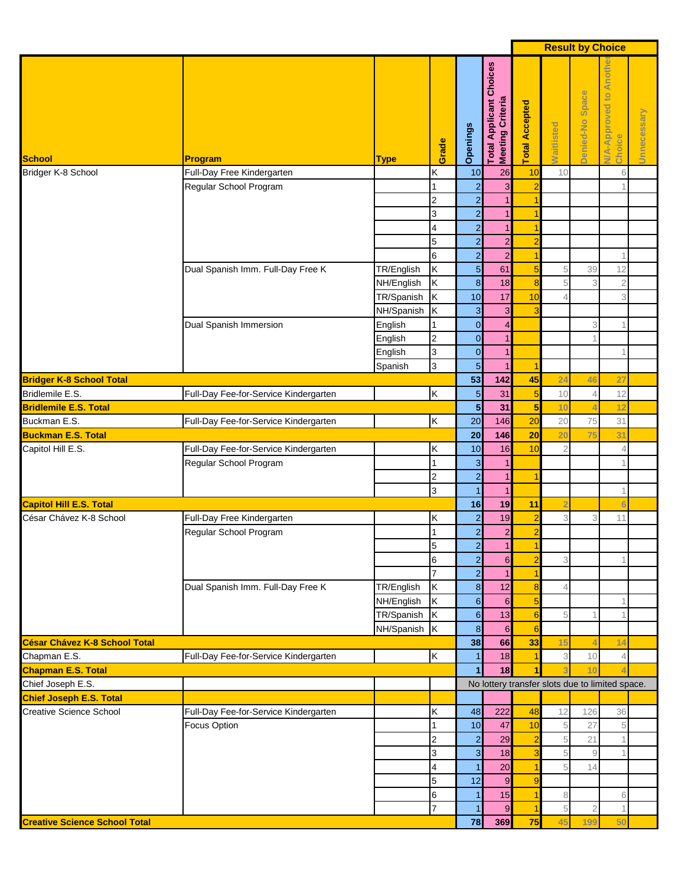| School | Program | Type | Grade | Openings | Total Applicant Choices Meeting Criteria | Result by Choice | | | | |
|---|---|---|---|---|---|---|---|---|---|---|
| | | | | | | Total Accepted | Waitlisted | Denied-No Space | N/A-Approved to Another Choice | Unnecessary |
| Bridger K-8 School | Full-Day Free Kindergarten | | K | 10 | 26 | 10 | 10 | | 6 | |
| | Regular School Program | | 1 | 2 | 3 | 2 | | | 1 | |
| | | | 2 | 2 | 1 | 1 | | | | |
| | | | 3 | 2 | 1 | 1 | | | | |
| | | | 4 | 2 | 1 | 1 | | | | |
| | | | 5 | 2 | 2 | 2 | | | | |
| | | | 6 | 2 | 2 | 1 | | | 1 | |
| | Dual Spanish Imm. Full-Day Free K | TR/English | K | 5 | 61 | 5 | 5 | 39 | 12 | |
| | | NH/English | K | 8 | 18 | 8 | 5 | 3 | 2 | |
| | | TR/Spanish | K | 10 | 17 | 10 | 4 | | 3 | |
| | | NH/Spanish | K | 3 | 3 | 3 | | | | |
| | Dual Spanish Immersion | English | 1 | 0 | 4 | | | 3 | 1 | |
| | | English | 2 | 0 | 1 | | | 1 | | |
| | | English | 3 | 0 | 1 | | | | 1 | |
| | | Spanish | 3 | 5 | 1 | 1 | | | | |
| **Bridger K-8 School Total** | | | | **53** | **142** | **45** | **24** | **46** | **27** | |
| Bridlemile E.S. | Full-Day Fee-for-Service Kindergarten | | K | 5 | 31 | 5 | 10 | 4 | 12 | |
| **Bridlemile E.S. Total** | | | | **5** | **31** | **5** | **10** | **4** | **12** | |
| Buckman E.S. | Full-Day Fee-for-Service Kindergarten | | K | 20 | 146 | 20 | 20 | 75 | 31 | |
| **Buckman E.S. Total** | | | | **20** | **146** | **20** | **20** | **75** | **31** | |
| Capitol Hill E.S. | Full-Day Fee-for-Service Kindergarten | | K | 10 | 16 | 10 | 2 | | 4 | |
| | Regular School Program | | 1 | 3 | 1 | | | | 1 | |
| | | | 2 | 2 | 1 | 1 | | | | |
| | | | 3 | 1 | 1 | | | | 1 | |
| **Capitol Hill E.S. Total** | | | | **16** | **19** | **11** | **2** | | **6** | |
| César Chávez K-8 School | Full-Day Free Kindergarten | | K | 2 | 19 | 2 | 3 | 3 | 11 | |
| | Regular School Program | | 1 | 2 | 2 | 2 | | | | |
| | | | 5 | 2 | 1 | 1 | | | | |
| | | | 6 | 2 | 6 | 2 | 3 | | 1 | |
| | | | 7 | 2 | 1 | 1 | | | | |
| | Dual Spanish Imm. Full-Day Free K | TR/English | K | 8 | 12 | 8 | 4 | | | |
| | | NH/English | K | 6 | 6 | 5 | | | 1 | |
| | | TR/Spanish | K | 6 | 13 | 6 | 5 | 1 | 1 | |
| | | NH/Spanish | K | 8 | 6 | 6 | | | | |
| **César Chávez K-8 School Total** | | | | **38** | **66** | **33** | **15** | **4** | **14** | |
| Chapman E.S. | Full-Day Fee-for-Service Kindergarten | | K | 1 | 18 | 1 | 3 | 10 | 4 | |
| **Chapman E.S. Total** | | | | **1** | **18** | **1** | **3** | **10** | **4** | |
| Chief Joseph E.S. | | | | No lottery transfer slots due to limited space. | | | | | | |
| **Chief Joseph E.S. Total** | | | | | | | | | | |
| Creative Science School | Full-Day Fee-for-Service Kindergarten | | K | 48 | 222 | 48 | 12 | 126 | 36 | |
| | Focus Option | | 1 | 10 | 47 | 10 | 5 | 27 | 5 | |
| | | | 2 | 2 | 29 | 2 | 5 | 21 | 1 | |
| | | | 3 | 3 | 18 | 3 | 5 | 9 | 1 | |
| | | | 4 | 1 | 20 | 1 | 5 | 14 | | |
| | | | 5 | 12 | 9 | 9 | | | | |
| | | | 6 | 1 | 15 | 1 | 8 | | 6 | |
| | | | 7 | 1 | 9 | 1 | 5 | 2 | 1 | |
| **Creative Science School Total** | | | | **78** | **369** | **75** | **45** | **199** | **50** | |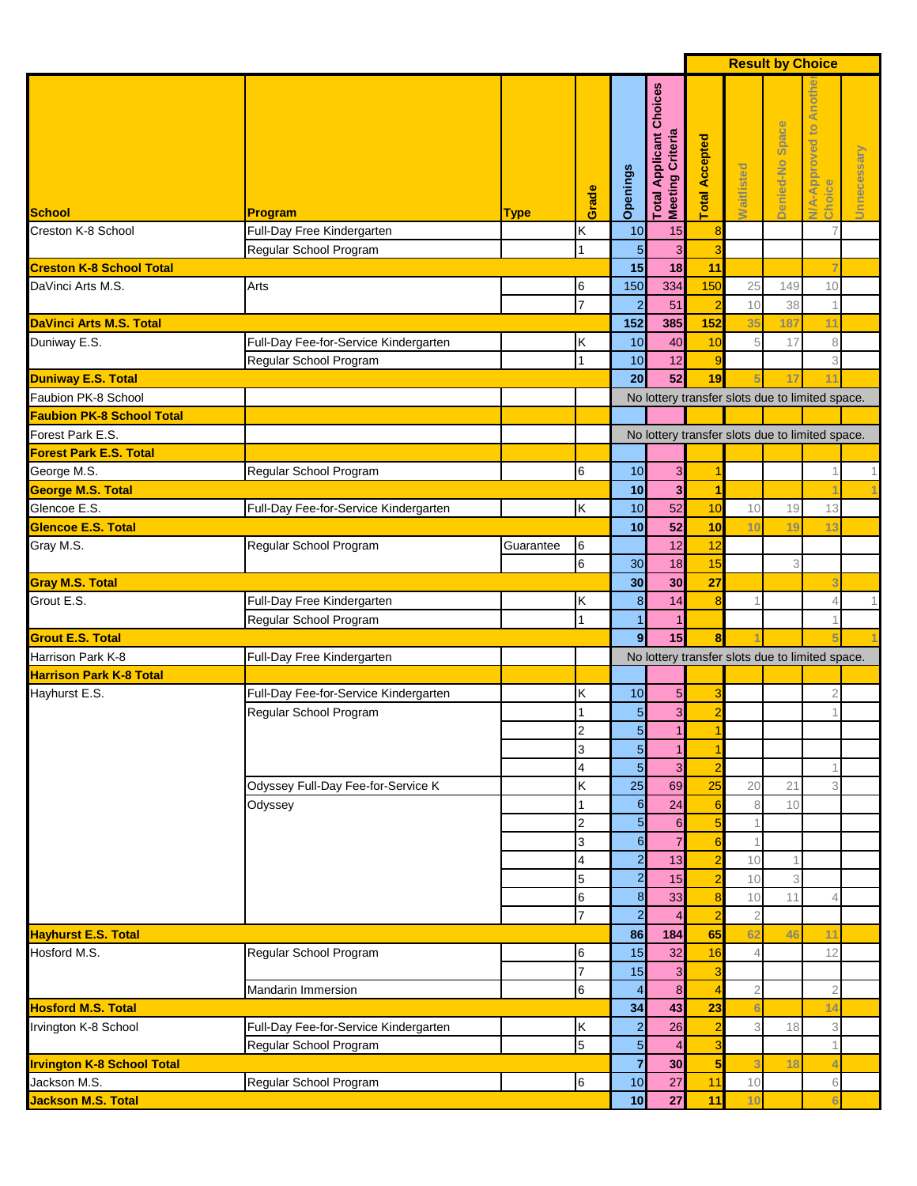| School | Program | Type | Grade | Openings | Total Applicant Choices Meeting Criteria | Total Accepted | Waitlisted | Denied-No Space | N/A-Approved to Another Choice | Unnecessary |
|---|---|---|---|---|---|---|---|---|---|---|
| | | | | | | Result by Choice | | | | |
| Creston K-8 School | Full-Day Free Kindergarten | | K | 10 | 15 | 8 | | | 7 | |
| | Regular School Program | | 1 | 5 | 3 | 3 | | | | |
| **Creston K-8 School Total** | | | | **15** | **18** | **11** | | | **7** | |
| DaVinci Arts M.S. | Arts | | 6 | 150 | 334 | 150 | 25 | 149 | 10 | |
| | | | 7 | 2 | 51 | 2 | 10 | 38 | 1 | |
| **DaVinci Arts M.S. Total** | | | | **152** | **385** | **152** | **35** | **187** | **11** | |
| Duniway E.S. | Full-Day Fee-for-Service Kindergarten | | K | 10 | 40 | 10 | 5 | 17 | 8 | |
| | Regular School Program | | 1 | 10 | 12 | 9 | | | 3 | |
| **Duniway E.S. Total** | | | | **20** | **52** | **19** | **5** | **17** | **11** | |
| Faubion PK-8 School | | | | No lottery transfer slots due to limited space. | | | | | | |
| **Faubion PK-8 School Total** | | | | | | | | | | |
| Forest Park E.S. | | | | No lottery transfer slots due to limited space. | | | | | | |
| **Forest Park E.S. Total** | | | | | | | | | | |
| George M.S. | Regular School Program | | 6 | 10 | 3 | 1 | | | 1 | 1 |
| **George M.S. Total** | | | | **10** | **3** | **1** | | | **1** | **1** |
| Glencoe E.S. | Full-Day Fee-for-Service Kindergarten | | K | 10 | 52 | 10 | 10 | 19 | 13 | |
| **Glencoe E.S. Total** | | | | **10** | **52** | **10** | **10** | **19** | **13** | |
| Gray M.S. | Regular School Program | Guarantee | 6 | | 12 | 12 | | | | |
| | | | 6 | 30 | 18 | 15 | | 3 | | |
| **Gray M.S. Total** | | | | **30** | **30** | **27** | | | **3** | |
| Grout E.S. | Full-Day Free Kindergarten | | K | 8 | 14 | 8 | 1 | | 4 | 1 |
| | Regular School Program | | 1 | 1 | 1 | | | | 1 | |
| **Grout E.S. Total** | | | | **9** | **15** | **8** | **1** | | **5** | **1** |
| Harrison Park K-8 | Full-Day Free Kindergarten | | | No lottery transfer slots due to limited space. | | | | | | |
| **Harrison Park K-8 Total** | | | | | | | | | | |
| Hayhurst E.S. | Full-Day Fee-for-Service Kindergarten | | K | 10 | 5 | 3 | | | 2 | |
| | Regular School Program | | 1 | 5 | 3 | 2 | | | 1 | |
| | | | 2 | 5 | 1 | 1 | | | | |
| | | | 3 | 5 | 1 | 1 | | | | |
| | | | 4 | 5 | 3 | 2 | | | 1 | |
| | Odyssey Full-Day Fee-for-Service K | | K | 25 | 69 | 25 | 20 | 21 | 3 | |
| | Odyssey | | 1 | 6 | 24 | 6 | 8 | 10 | | |
| | | | 2 | 5 | 6 | 5 | 1 | | | |
| | | | 3 | 6 | 7 | 6 | 1 | | | |
| | | | 4 | 2 | 13 | 2 | 10 | 1 | | |
| | | | 5 | 2 | 15 | 2 | 10 | 3 | | |
| | | | 6 | 8 | 33 | 8 | 10 | 11 | 4 | |
| | | | 7 | 2 | 4 | 2 | 2 | | | |
| **Hayhurst E.S. Total** | | | | **86** | **184** | **65** | **62** | **46** | **11** | |
| Hosford M.S. | Regular School Program | | 6 | 15 | 32 | 16 | 4 | | 12 | |
| | | | 7 | 15 | 3 | 3 | | | | |
| | Mandarin Immersion | | 6 | 4 | 8 | 4 | 2 | | 2 | |
| **Hosford M.S. Total** | | | | **34** | **43** | **23** | **6** | | **14** | |
| Irvington K-8 School | Full-Day Fee-for-Service Kindergarten | | K | 2 | 26 | 2 | 3 | 18 | 3 | |
| | Regular School Program | | 5 | 5 | 4 | 3 | | | 1 | |
| **Irvington K-8 School Total** | | | | **7** | **30** | **5** | **3** | **18** | **4** | |
| Jackson M.S. | Regular School Program | | 6 | 10 | 27 | 11 | 10 | | 6 | |
| **Jackson M.S. Total** | | | | **10** | **27** | **11** | **10** | | **6** | |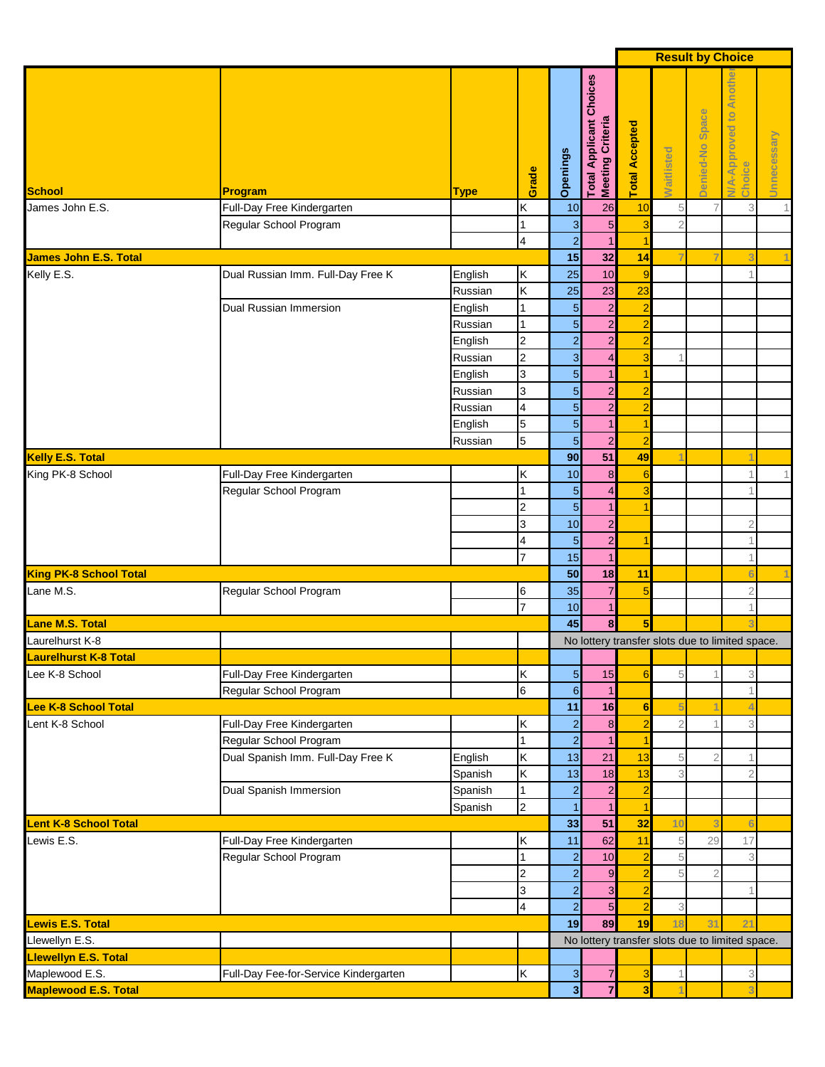| School | Program | Type | Grade | Openings | Total Applicant Choices Meeting Criteria | Total Accepted | Waitlisted | Denied-No Space | N/A-Approved to Another Choice | Unnecessary |
|---|---|---|---|---|---|---|---|---|---|---|
| | | | | | | Result by Choice | | | | |
| James John E.S. | Full-Day Free Kindergarten | | K | 10 | 26 | 10 | 5 | 7 | 3 | 1 |
| | Regular School Program | | 1 | 3 | 5 | 3 | 2 | | | |
| | | | 4 | 2 | 1 | 1 | | | | |
| **James John E.S. Total** | | | | **15** | **32** | **14** | 7 | 7 | 3 | 1 |
| Kelly E.S. | Dual Russian Imm. Full-Day Free K | English | K | 25 | 10 | 9 | | | 1 | |
| | | Russian | K | 25 | 23 | 23 | | | | |
| | Dual Russian Immersion | English | 1 | 5 | 2 | 2 | | | | |
| | | Russian | 1 | 5 | 2 | 2 | | | | |
| | | English | 2 | 2 | 2 | 2 | | | | |
| | | Russian | 2 | 3 | 4 | 3 | 1 | | | |
| | | English | 3 | 5 | 1 | 1 | | | | |
| | | Russian | 3 | 5 | 2 | 2 | | | | |
| | | Russian | 4 | 5 | 2 | 2 | | | | |
| | | English | 5 | 5 | 1 | 1 | | | | |
| | | Russian | 5 | 5 | 2 | 2 | | | | |
| **Kelly E.S. Total** | | | | **90** | **51** | **49** | 1 | | 1 | |
| King PK-8 School | Full-Day Free Kindergarten | | K | 10 | 8 | 6 | | | 1 | 1 |
| | Regular School Program | | 1 | 5 | 4 | 3 | | | 1 | |
| | | | 2 | 5 | 1 | 1 | | | | |
| | | | 3 | 10 | 2 | | | | 2 | |
| | | | 4 | 5 | 2 | 1 | | | 1 | |
| | | | 7 | 15 | 1 | | | | 1 | |
| **King PK-8 School Total** | | | | **50** | **18** | **11** | | | 6 | 1 |
| Lane M.S. | Regular School Program | | 6 | 35 | 7 | 5 | | | 2 | |
| | | | 7 | 10 | 1 | | | | 1 | |
| **Lane M.S. Total** | | | | **45** | **8** | **5** | | | 3 | |
| Laurelhurst K-8 | | | | No lottery transfer slots due to limited space. | | | | | | |
| **Laurelhurst K-8 Total** | | | | | | | | | | |
| Lee K-8 School | Full-Day Free Kindergarten | | K | 5 | 15 | 6 | 5 | 1 | 3 | |
| | Regular School Program | | 6 | 6 | 1 | | | | 1 | |
| **Lee K-8 School Total** | | | | **11** | **16** | **6** | 5 | 1 | 4 | |
| Lent K-8 School | Full-Day Free Kindergarten | | K | 2 | 8 | 2 | 2 | 1 | 3 | |
| | Regular School Program | | 1 | 2 | 1 | 1 | | | | |
| | Dual Spanish Imm. Full-Day Free K | English | K | 13 | 21 | 13 | 5 | 2 | 1 | |
| | | Spanish | K | 13 | 18 | 13 | 3 | | 2 | |
| | Dual Spanish Immersion | Spanish | 1 | 2 | 2 | 2 | | | | |
| | | Spanish | 2 | 1 | 1 | 1 | | | | |
| **Lent K-8 School Total** | | | | **33** | **51** | **32** | 10 | 3 | 6 | |
| Lewis E.S. | Full-Day Free Kindergarten | | K | 11 | 62 | 11 | 5 | 29 | 17 | |
| | Regular School Program | | 1 | 2 | 10 | 2 | 5 | | 3 | |
| | | | 2 | 2 | 9 | 2 | 5 | 2 | | |
| | | | 3 | 2 | 3 | 2 | | | 1 | |
| | | | 4 | 2 | 5 | 2 | 3 | | | |
| **Lewis E.S. Total** | | | | **19** | **89** | **19** | 18 | 31 | 21 | |
| Llewellyn E.S. | | | | No lottery transfer slots due to limited space. | | | | | | |
| **Llewellyn E.S. Total** | | | | | | | | | | |
| Maplewood E.S. | Full-Day Fee-for-Service Kindergarten | | K | 3 | 7 | 3 | 1 | | 3 | |
| **Maplewood E.S. Total** | | | | **3** | **7** | **3** | 1 | | 3 | |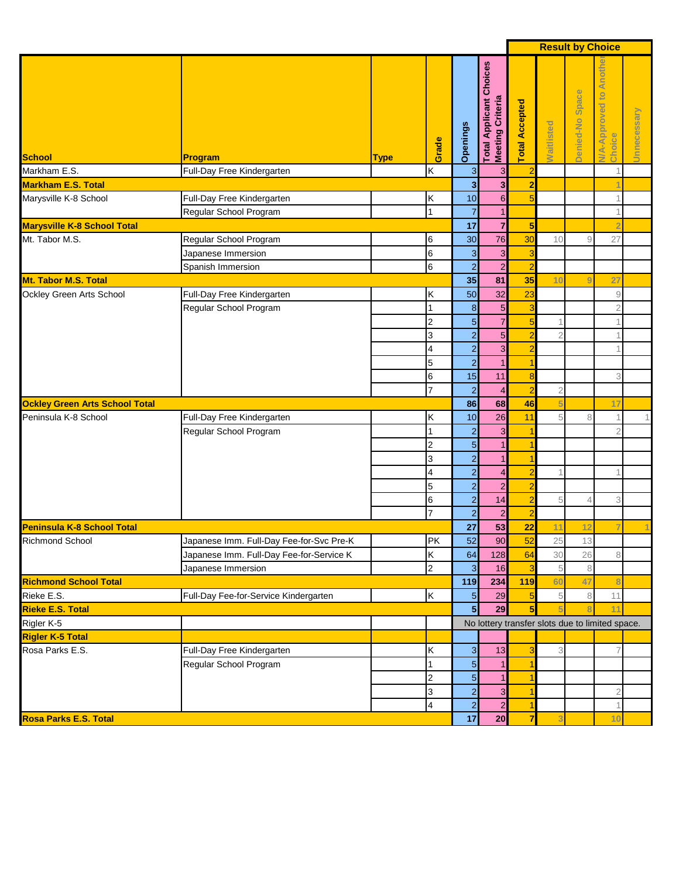| School | Program | Type | Grade | Openings | Total Applicant Choices Meeting Criteria | Total Accepted | Result by Choice: Waitlisted | Denied-No Space | N/A-Approved to Another Choice | Unnecessary |
|---|---|---|---|---|---|---|---|---|---|---|
| Markham E.S. | Full-Day Free Kindergarten | | K | 3 | 3 | 2 | | | 1 | |
| **Markham E.S. Total** | | | | **3** | **3** | **2** | | | 1 | |
| Marysville K-8 School | Full-Day Free Kindergarten | | K | 10 | 6 | 5 | | | 1 | |
| | Regular School Program | | 1 | 7 | 1 | | | | 1 | |
| **Marysville K-8 School Total** | | | | **17** | **7** | **5** | | | 2 | |
| Mt. Tabor M.S. | Regular School Program | | 6 | 30 | 76 | 30 | 10 | 9 | 27 | |
| | Japanese Immersion | | 6 | 3 | 3 | 3 | | | | |
| | Spanish Immersion | | 6 | 2 | 2 | 2 | | | | |
| **Mt. Tabor M.S. Total** | | | | **35** | **81** | **35** | 10 | 9 | 27 | |
| Ockley Green Arts School | Full-Day Free Kindergarten | | K | 50 | 32 | 23 | | | 9 | |
| | Regular School Program | | 1 | 8 | 5 | 3 | | | 2 | |
| | | | 2 | 5 | 7 | 5 | 1 | | 1 | |
| | | | 3 | 2 | 5 | 2 | 2 | | 1 | |
| | | | 4 | 2 | 3 | 2 | | | 1 | |
| | | | 5 | 2 | 1 | 1 | | | | |
| | | | 6 | 15 | 11 | 8 | | | 3 | |
| | | | 7 | 2 | 4 | 2 | 2 | | | |
| **Ockley Green Arts School Total** | | | | **86** | **68** | **46** | 5 | | 17 | |
| Peninsula K-8 School | Full-Day Free Kindergarten | | K | 10 | 26 | 11 | 5 | 8 | 1 | 1 |
| | Regular School Program | | 1 | 2 | 3 | 1 | | | 2 | |
| | | | 2 | 5 | 1 | 1 | | | | |
| | | | 3 | 2 | 1 | 1 | | | | |
| | | | 4 | 2 | 4 | 2 | 1 | | 1 | |
| | | | 5 | 2 | 2 | 2 | | | | |
| | | | 6 | 2 | 14 | 2 | 5 | 4 | 3 | |
| | | | 7 | 2 | 2 | 2 | | | | |
| **Peninsula K-8 School Total** | | | | **27** | **53** | **22** | 11 | 12 | 7 | 1 |
| Richmond School | Japanese Imm. Full-Day Fee-for-Svc Pre-K | | PK | 52 | 90 | 52 | 25 | 13 | | |
| | Japanese Imm. Full-Day Fee-for-Service K | | K | 64 | 128 | 64 | 30 | 26 | 8 | |
| | Japanese Immersion | | 2 | 3 | 16 | 3 | 5 | 8 | | |
| **Richmond School Total** | | | | **119** | **234** | **119** | 60 | 47 | 8 | |
| Rieke E.S. | Full-Day Fee-for-Service Kindergarten | | K | 5 | 29 | 5 | 5 | 8 | 11 | |
| **Rieke E.S. Total** | | | | **5** | **29** | **5** | 5 | 8 | 11 | |
| Rigler K-5 | | | | No lottery transfer slots due to limited space. | | | | | | |
| **Rigler K-5 Total** | | | | | | | | | | |
| Rosa Parks E.S. | Full-Day Free Kindergarten | | K | 3 | 13 | 3 | 3 | | 7 | |
| | Regular School Program | | 1 | 5 | 1 | 1 | | | | |
| | | | 2 | 5 | 1 | 1 | | | | |
| | | | 3 | 2 | 3 | 1 | | | 2 | |
| | | | 4 | 2 | 2 | 1 | | | 1 | |
| **Rosa Parks E.S. Total** | | | | **17** | **20** | **7** | 3 | | 10 | |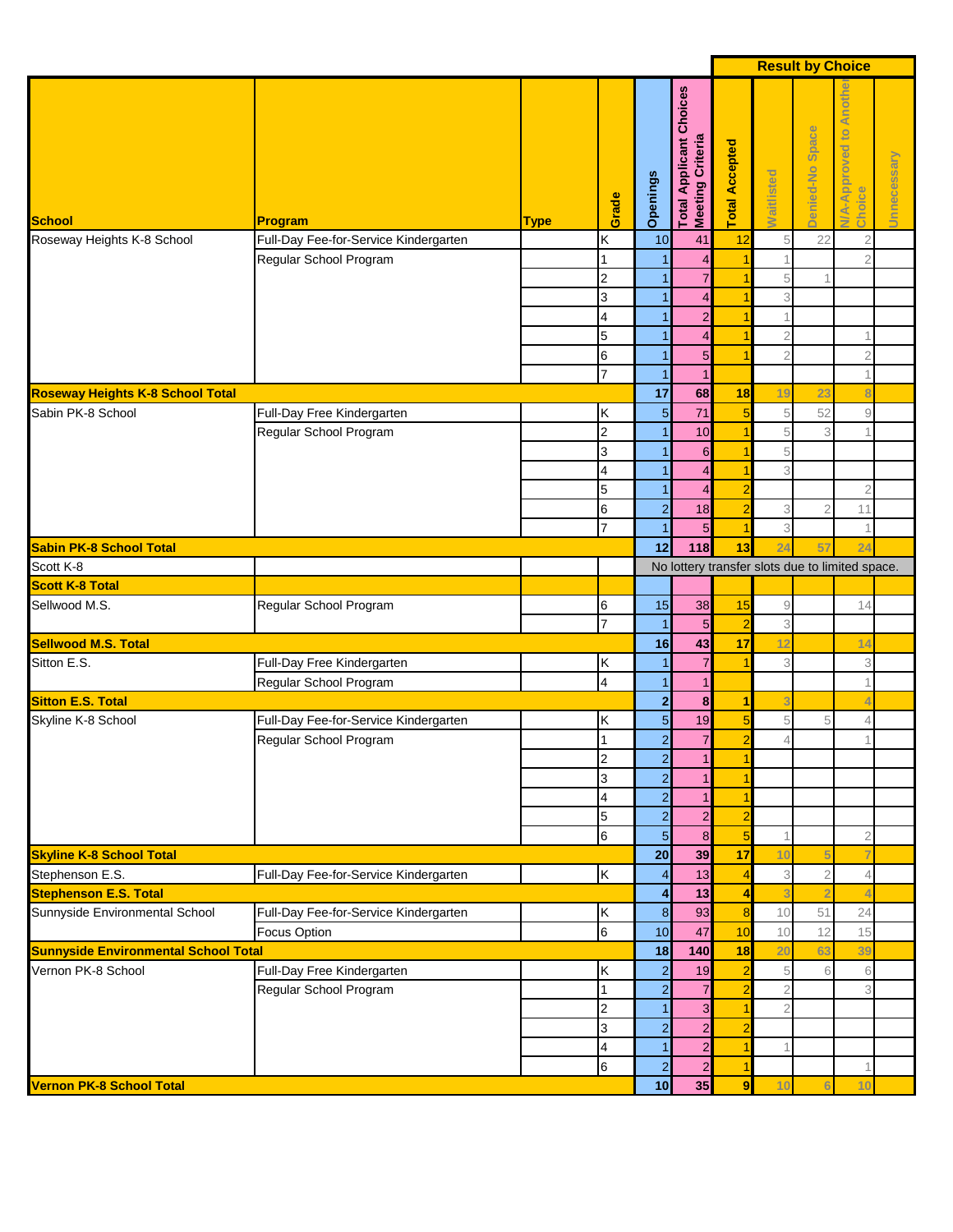| School | Program | Type | Grade | Openings | Total Applicant Choices Meeting Criteria | Total Accepted | Waitlisted | Denied-No Space | N/A-Approved to Another Choice | Unnecessary |
|---|---|---|---|---|---|---|---|---|---|---|
| | | | | | | Result by Choice | | | | |
| Roseway Heights K-8 School | Full-Day Fee-for-Service Kindergarten | | K | 10 | 41 | 12 | 5 | 22 | 2 | |
| | Regular School Program | | 1 | 1 | 4 | 1 | 1 | | 2 | |
| | | | 2 | 1 | 7 | 1 | 5 | 1 | | |
| | | | 3 | 1 | 4 | 1 | 3 | | | |
| | | | 4 | 1 | 2 | 1 | 1 | | | |
| | | | 5 | 1 | 4 | 1 | 2 | | 1 | |
| | | | 6 | 1 | 5 | 1 | 2 | | 2 | |
| | | | 7 | 1 | 1 | | | | 1 | |
| **Roseway Heights K-8 School Total** | | | | **17** | **68** | **18** | **19** | **23** | **8** | |
| Sabin PK-8 School | Full-Day Free Kindergarten | | K | 5 | 71 | 5 | 5 | 52 | 9 | |
| | Regular School Program | | 2 | 1 | 10 | 1 | 5 | 3 | 1 | |
| | | | 3 | 1 | 6 | 1 | 5 | | | |
| | | | 4 | 1 | 4 | 1 | 3 | | | |
| | | | 5 | 1 | 4 | 2 | | | 2 | |
| | | | 6 | 2 | 18 | 2 | 3 | 2 | 11 | |
| | | | 7 | 1 | 5 | 1 | 3 | | 1 | |
| **Sabin PK-8 School Total** | | | | **12** | **118** | **13** | **24** | **57** | **24** | |
| Scott K-8 | | | | No lottery transfer slots due to limited space. | | | | | | |
| **Scott K-8 Total** | | | | | | | | | | |
| Sellwood M.S. | Regular School Program | | 6 | 15 | 38 | 15 | 9 | | 14 | |
| | | | 7 | 1 | 5 | 2 | 3 | | | |
| **Sellwood M.S. Total** | | | | **16** | **43** | **17** | **12** | | **14** | |
| Sitton E.S. | Full-Day Free Kindergarten | | K | 1 | 7 | 1 | 3 | | 3 | |
| | Regular School Program | | 4 | 1 | 1 | | | | 1 | |
| **Sitton E.S. Total** | | | | **2** | **8** | **1** | **3** | | **4** | |
| Skyline K-8 School | Full-Day Fee-for-Service Kindergarten | | K | 5 | 19 | 5 | 5 | 5 | 4 | |
| | Regular School Program | | 1 | 2 | 7 | 2 | 4 | | 1 | |
| | | | 2 | 2 | 1 | 1 | | | | |
| | | | 3 | 2 | 1 | 1 | | | | |
| | | | 4 | 2 | 1 | 1 | | | | |
| | | | 5 | 2 | 2 | 2 | | | | |
| | | | 6 | 5 | 8 | 5 | 1 | | 2 | |
| **Skyline K-8 School Total** | | | | **20** | **39** | **17** | **10** | **5** | **7** | |
| Stephenson E.S. | Full-Day Fee-for-Service Kindergarten | | K | 4 | 13 | 4 | 3 | 2 | 4 | |
| **Stephenson E.S. Total** | | | | **4** | **13** | **4** | **3** | **2** | **4** | |
| Sunnyside Environmental School | Full-Day Fee-for-Service Kindergarten | | K | 8 | 93 | 8 | 10 | 51 | 24 | |
| | Focus Option | | 6 | 10 | 47 | 10 | 10 | 12 | 15 | |
| **Sunnyside Environmental School Total** | | | | **18** | **140** | **18** | **20** | **63** | **39** | |
| Vernon PK-8 School | Full-Day Free Kindergarten | | K | 2 | 19 | 2 | 5 | 6 | 6 | |
| | Regular School Program | | 1 | 2 | 7 | 2 | 2 | | 3 | |
| | | | 2 | 1 | 3 | 1 | 2 | | | |
| | | | 3 | 2 | 2 | 2 | | | | |
| | | | 4 | 1 | 2 | 1 | 1 | | | |
| | | | 6 | 2 | 2 | 1 | | | 1 | |
| **Vernon PK-8 School Total** | | | | **10** | **35** | **9** | **10** | **6** | **10** | |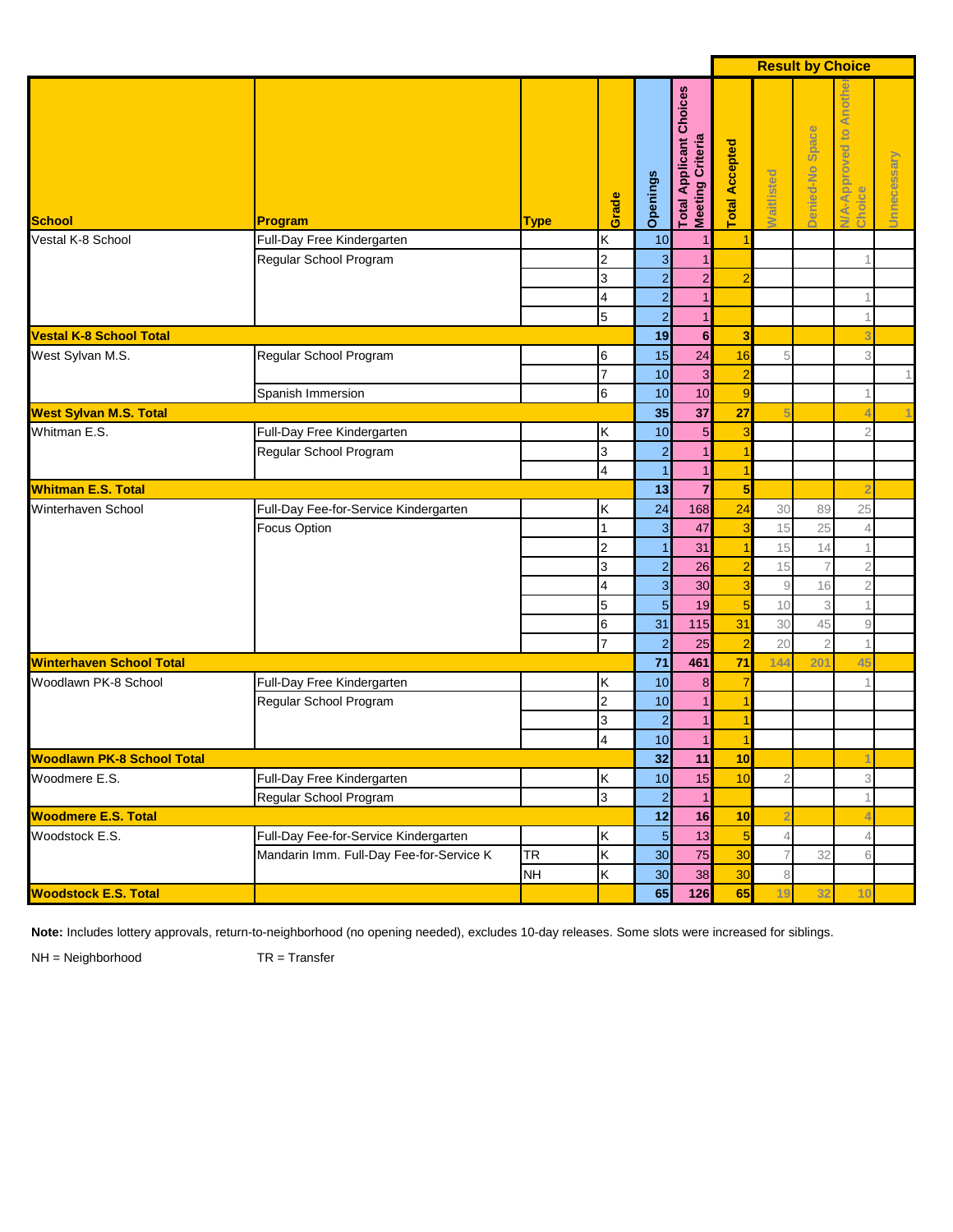| School | Program | Type | Grade | Openings | Total Applicant Choices Meeting Criteria | Total Accepted | Result by Choice | | | |
|---|---|---|---|---|---|---|---|---|---|---|
| | | | | | | | Waitlisted | Denied-No Space | N/A-Approved to Another Choice | Unnecessary |
| Vestal K-8 School | Full-Day Free Kindergarten | | K | 10 | 1 | 1 | | | | |
| | Regular School Program | | 2 | 3 | 1 | | | | 1 | |
| | | | 3 | 2 | 2 | 2 | | | | |
| | | | 4 | 2 | 1 | | | | 1 | |
| | | | 5 | 2 | 1 | | | | 1 | |
| **Vestal K-8 School Total** | | | | **19** | **6** | **3** | | | **3** | |
| West Sylvan M.S. | Regular School Program | | 6 | 15 | 24 | 16 | 5 | | 3 | |
| | | | 7 | 10 | 3 | 2 | | | | 1 |
| | Spanish Immersion | | 6 | 10 | 10 | 9 | | | 1 | |
| **West Sylvan M.S. Total** | | | | **35** | **37** | **27** | **5** | | **4** | **1** |
| Whitman E.S. | Full-Day Free Kindergarten | | K | 10 | 5 | 3 | | | 2 | |
| | Regular School Program | | 3 | 2 | 1 | 1 | | | | |
| | | | 4 | 1 | 1 | 1 | | | | |
| **Whitman E.S. Total** | | | | **13** | **7** | **5** | | | **2** | |
| Winterhaven School | Full-Day Fee-for-Service Kindergarten | | K | 24 | 168 | 24 | 30 | 89 | 25 | |
| | Focus Option | | 1 | 3 | 47 | 3 | 15 | 25 | 4 | |
| | | | 2 | 1 | 31 | 1 | 15 | 14 | 1 | |
| | | | 3 | 2 | 26 | 2 | 15 | 7 | 2 | |
| | | | 4 | 3 | 30 | 3 | 9 | 16 | 2 | |
| | | | 5 | 5 | 19 | 5 | 10 | 3 | 1 | |
| | | | 6 | 31 | 115 | 31 | 30 | 45 | 9 | |
| | | | 7 | 2 | 25 | 2 | 20 | 2 | 1 | |
| **Winterhaven School Total** | | | | **71** | **461** | **71** | **144** | **201** | **45** | |
| Woodlawn PK-8 School | Full-Day Free Kindergarten | | K | 10 | 8 | 7 | | | 1 | |
| | Regular School Program | | 2 | 10 | 1 | 1 | | | | |
| | | | 3 | 2 | 1 | 1 | | | | |
| | | | 4 | 10 | 1 | 1 | | | | |
| **Woodlawn PK-8 School Total** | | | | **32** | **11** | **10** | | | **1** | |
| Woodmere E.S. | Full-Day Free Kindergarten | | K | 10 | 15 | 10 | 2 | | 3 | |
| | Regular School Program | | 3 | 2 | 1 | | | | 1 | |
| **Woodmere E.S. Total** | | | | **12** | **16** | **10** | **2** | | **4** | |
| Woodstock E.S. | Full-Day Fee-for-Service Kindergarten | | K | 5 | 13 | 5 | 4 | | 4 | |
| | Mandarin Imm. Full-Day Fee-for-Service K | TR | K | 30 | 75 | 30 | 7 | 32 | 6 | |
| | | NH | K | 30 | 38 | 30 | 8 | | | |
| **Woodstock E.S. Total** | | | | **65** | **126** | **65** | **19** | **32** | **10** | |

**Note:** Includes lottery approvals, return-to-neighborhood (no opening needed), excludes 10-day releases. Some slots were increased for siblings.

NH = Neighborhood TR = Transfer